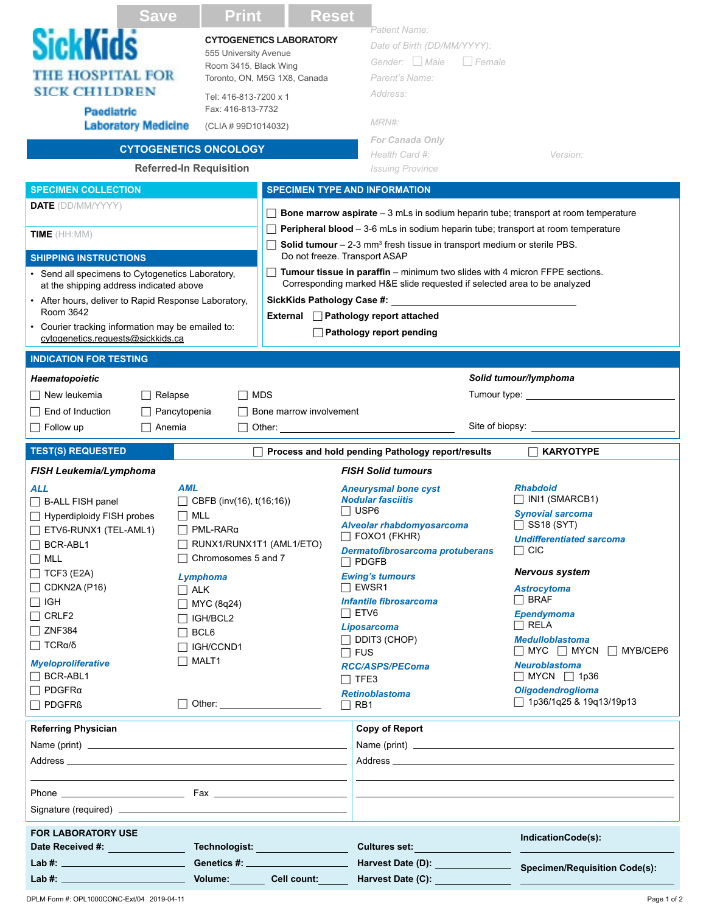Save | Print | Reset

**SickKids** THE HOSPITAL FOR SICK CHILDREN
Paediatric Laboratory Medicine

**CYTOGENETICS LABORATORY**
555 University Avenue
Room 3415, Black Wing
Toronto, ON, M5G 1X8, Canada

Tel: 416-813-7200 x 1
Fax: 416-813-7732

(CLIA # 99D1014032)

Patient Name:
Date of Birth (DD/MM/YYYY):
Gender: ☐ Male ☐ Female
Parent's Name:
Address:

MRN#:
*For Canada Only*
Health Card #: Version:
Issuing Province

## CYTOGENETICS ONCOLOGY

**Referred-In Requisition**

### SPECIMEN COLLECTION

**DATE** (DD/MM/YYYY)

**TIME** (HH:MM)

### SHIPPING INSTRUCTIONS

- Send all specimens to Cytogenetics Laboratory, at the shipping address indicated above
- After hours, deliver to Rapid Response Laboratory, Room 3642
- Courier tracking information may be emailed to: cytogenetics.requests@sickkids.ca

### SPECIMEN TYPE AND INFORMATION

- ☐ **Bone marrow aspirate** – 3 mLs in sodium heparin tube; transport at room temperature
- ☐ **Peripheral blood** – 3-6 mLs in sodium heparin tube; transport at room temperature
- ☐ **Solid tumour** – 2-3 mm³ fresh tissue in transport medium or sterile PBS. Do not freeze. Transport ASAP
- ☐ **Tumour tissue in paraffin** – minimum two slides with 4 micron FFPE sections. Corresponding marked H&E slide requested if selected area to be analyzed

**SickKids Pathology Case #:** ____________________

**External** ☐ **Pathology report attached**
☐ **Pathology report pending**

### INDICATION FOR TESTING

***Haematopoietic***

- ☐ New leukemia
- ☐ End of Induction
- ☐ Follow up
- ☐ Relapse
- ☐ Pancytopenia
- ☐ Anemia
- ☐ MDS
- ☐ Bone marrow involvement
- ☐ Other: ____________________

***Solid tumour/lymphoma***

Tumour type: ____________________

Site of biopsy: ____________________

### TEST(S) REQUESTED

☐ **Process and hold pending Pathology report/results** ☐ **KARYOTYPE**

***FISH Leukemia/Lymphoma***

***ALL***
- ☐ B-ALL FISH panel
- ☐ Hyperdiploidy FISH probes
- ☐ ETV6-RUNX1 (TEL-AML1)
- ☐ BCR-ABL1
- ☐ MLL
- ☐ TCF3 (E2A)
- ☐ CDKN2A (P16)
- ☐ IGH
- ☐ CRLF2
- ☐ ZNF384
- ☐ TCRα/δ

***Myeloproliferative***
- ☐ BCR-ABL1
- ☐ PDGFRα
- ☐ PDGFRß

***AML***
- ☐ CBFB (inv(16), t(16;16))
- ☐ MLL
- ☐ PML-RARα
- ☐ RUNX1/RUNX1T1 (AML1/ETO)
- ☐ Chromosomes 5 and 7

***Lymphoma***
- ☐ ALK
- ☐ MYC (8q24)
- ☐ IGH/BCL2
- ☐ BCL6
- ☐ IGH/CCND1
- ☐ MALT1

☐ Other: ____________________

***FISH Solid tumours***

***Aneurysmal bone cyst***
***Nodular fasciitis***
- ☐ USP6

***Alveolar rhabdomyosarcoma***
- ☐ FOXO1 (FKHR)

***Dermatofibrosarcoma protuberans***
- ☐ PDGFB

***Ewing's tumours***
- ☐ EWSR1

***Infantile fibrosarcoma***
- ☐ ETV6

***Liposarcoma***
- ☐ DDIT3 (CHOP)
- ☐ FUS

***RCC/ASPS/PEComa***
- ☐ TFE3

***Retinoblastoma***
- ☐ RB1

***Rhabdoid***
- ☐ INI1 (SMARCB1)

***Synovial sarcoma***
- ☐ SS18 (SYT)

***Undifferentiated sarcoma***
- ☐ CIC

***Nervous system***

***Astrocytoma***
- ☐ BRAF

***Ependymoma***
- ☐ RELA

***Medulloblastoma***
- ☐ MYC ☐ MYCN ☐ MYB/CEP6

***Neuroblastoma***
- ☐ MYCN ☐ 1p36

***Oligodendroglioma***
- ☐ 1p36/1q25 & 19q13/19p13

### Referring Physician

Name (print) ____________________
Address ____________________
Phone ____________________ Fax ____________________
Signature (required) ____________________

### Copy of Report

Name (print) ____________________
Address ____________________

### FOR LABORATORY USE

| | | | |
|---|---|---|---|
| **Date Received #:** | **Technologist:** | **Cultures set:** | **IndicationCode(s):** |
| **Lab #:** | **Genetics #:** | **Harvest Date (D):** | **Specimen/Requisition Code(s):** |
| **Lab #:** | **Volume:** / **Cell count:** | **Harvest Date (C):** | |

DPLM Form #: OPL1000CONC-Ext/04 2019-04-11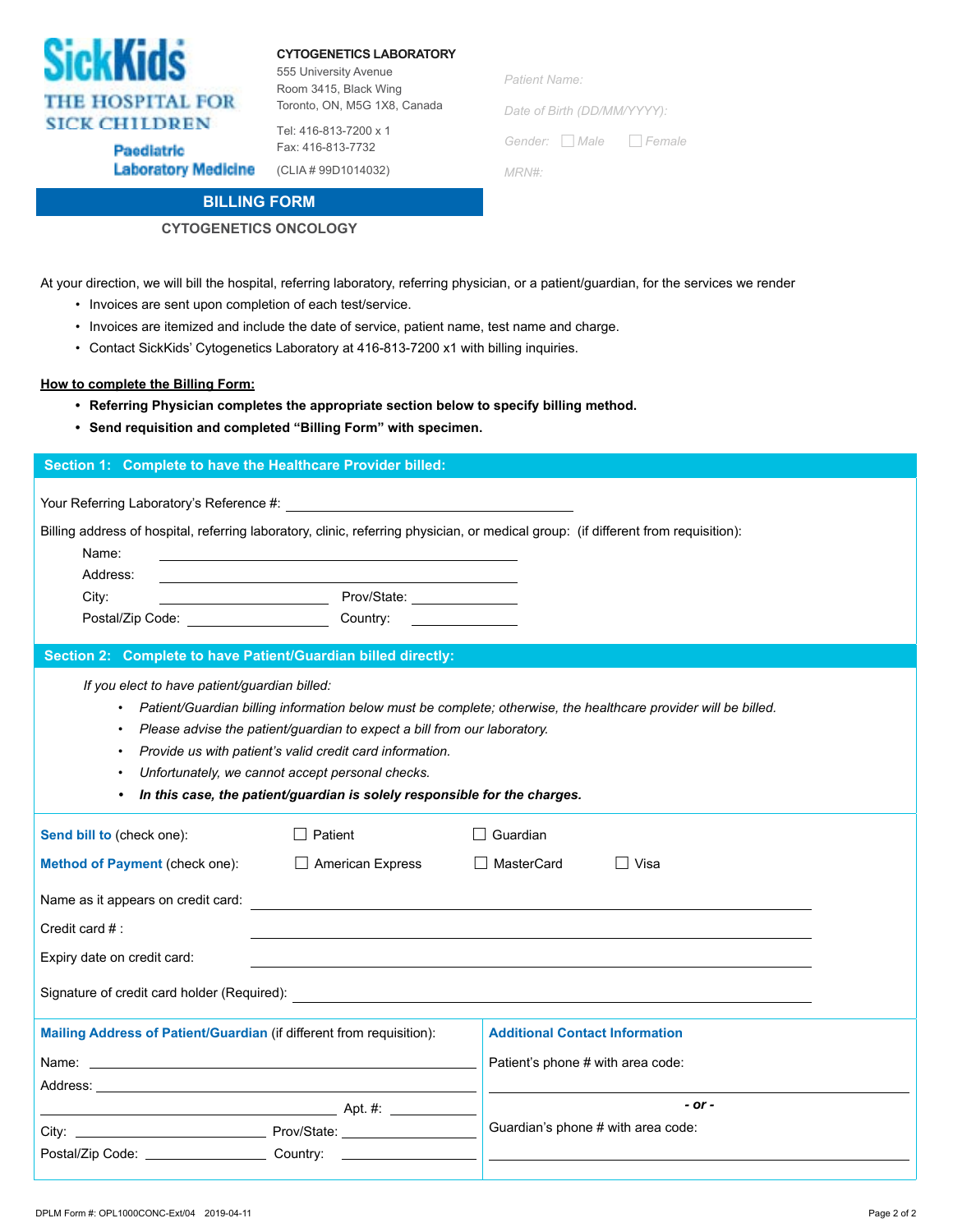**SickKids**
**THE HOSPITAL FOR SICK CHILDREN**
**Paediatric Laboratory Medicine**

**CYTOGENETICS LABORATORY**
555 University Avenue
Room 3415, Black Wing
Toronto, ON, M5G 1X8, Canada

Tel: 416-813-7200 x 1
Fax: 416-813-7732

(CLIA # 99D1014032)

*Patient Name:*

*Date of Birth (DD/MM/YYYY):*

*Gender:* ☐ *Male* ☐ *Female*

*MRN#:*

## BILLING FORM

### CYTOGENETICS ONCOLOGY

At your direction, we will bill the hospital, referring laboratory, referring physician, or a patient/guardian, for the services we render

- Invoices are sent upon completion of each test/service.
- Invoices are itemized and include the date of service, patient name, test name and charge.
- Contact SickKids' Cytogenetics Laboratory at 416-813-7200 x1 with billing inquiries.

**How to complete the Billing Form:**

- **Referring Physician completes the appropriate section below to specify billing method.**
- **Send requisition and completed "Billing Form" with specimen.**

## Section 1: Complete to have the Healthcare Provider billed:

Your Referring Laboratory's Reference #: ____________________

Billing address of hospital, referring laboratory, clinic, referring physician, or medical group: (if different from requisition):

Name: ____________________

Address: ____________________

City: ____________________ Prov/State: ____________________

Postal/Zip Code: ____________________ Country: ____________________

## Section 2: Complete to have Patient/Guardian billed directly:

*If you elect to have patient/guardian billed:*

- *Patient/Guardian billing information below must be complete; otherwise, the healthcare provider will be billed.*
- *Please advise the patient/guardian to expect a bill from our laboratory.*
- *Provide us with patient's valid credit card information.*
- *Unfortunately, we cannot accept personal checks.*
- ***In this case, the patient/guardian is solely responsible for the charges.***

**Send bill to** (check one): ☐ Patient ☐ Guardian

**Method of Payment** (check one): ☐ American Express ☐ MasterCard ☐ Visa

Name as it appears on credit card: ____________________

Credit card # : ____________________

Expiry date on credit card: ____________________

Signature of credit card holder (Required): ____________________

**Mailing Address of Patient/Guardian** (if different from requisition):

Name: ____________________

Address: ____________________

____________________ Apt. #: ____________________

City: ____________________ Prov/State: ____________________

Postal/Zip Code: ____________________ Country: ____________________

**Additional Contact Information**

Patient's phone # with area code:

____________________

***- or -***

Guardian's phone # with area code:

____________________

DPLM Form #: OPL1000CONC-Ext/04 2019-04-11